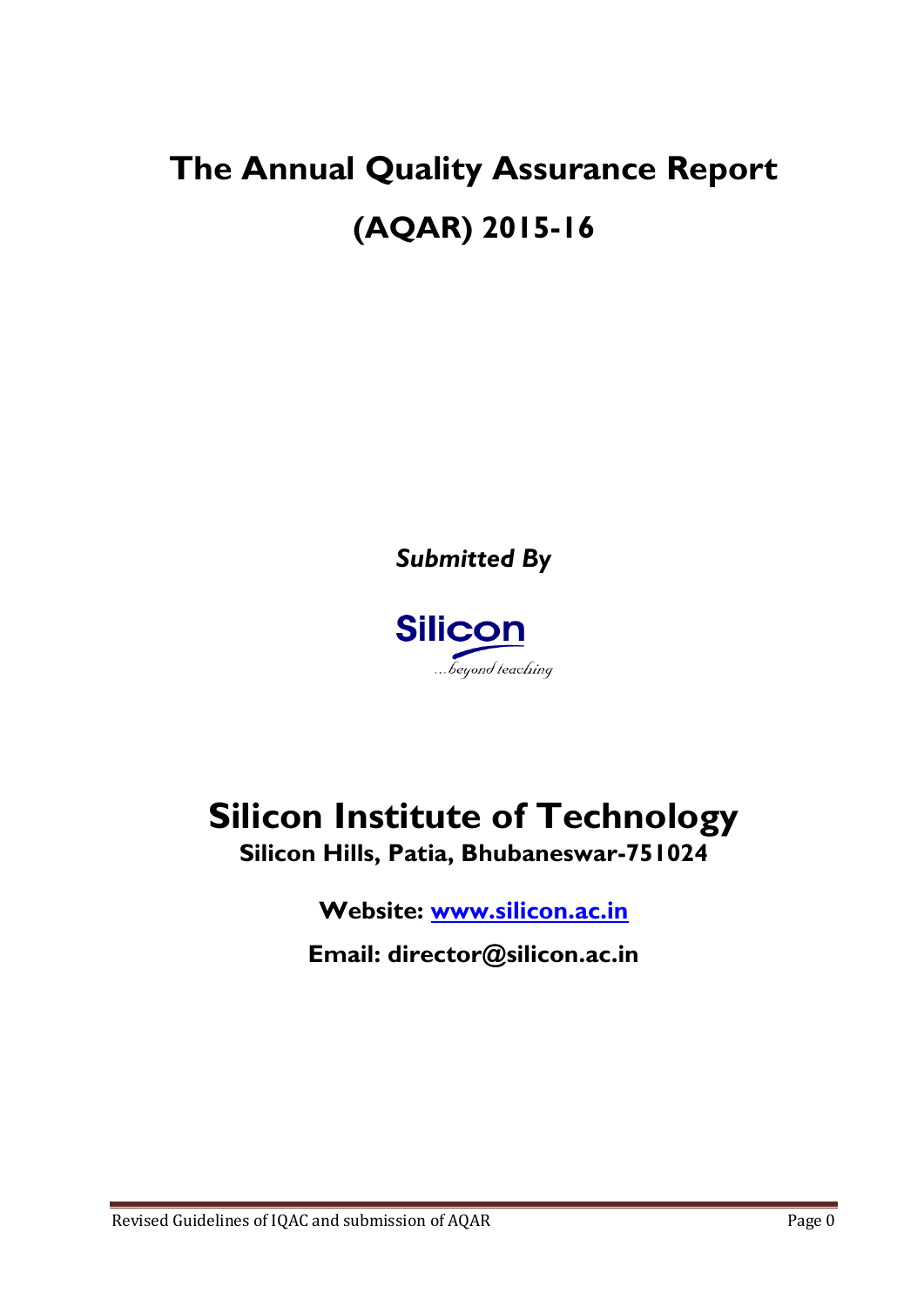# The Annual Quality Assurance Report (AQAR) 2015-16

***Submitted By***

Silicon

...beyond teaching

# Silicon Institute of Technology

**Silicon Hills, Patia, Bhubaneswar-751024**

**Website: [www.silicon.ac.in](http://www.silicon.ac.in)**

**Email: director@silicon.ac.in**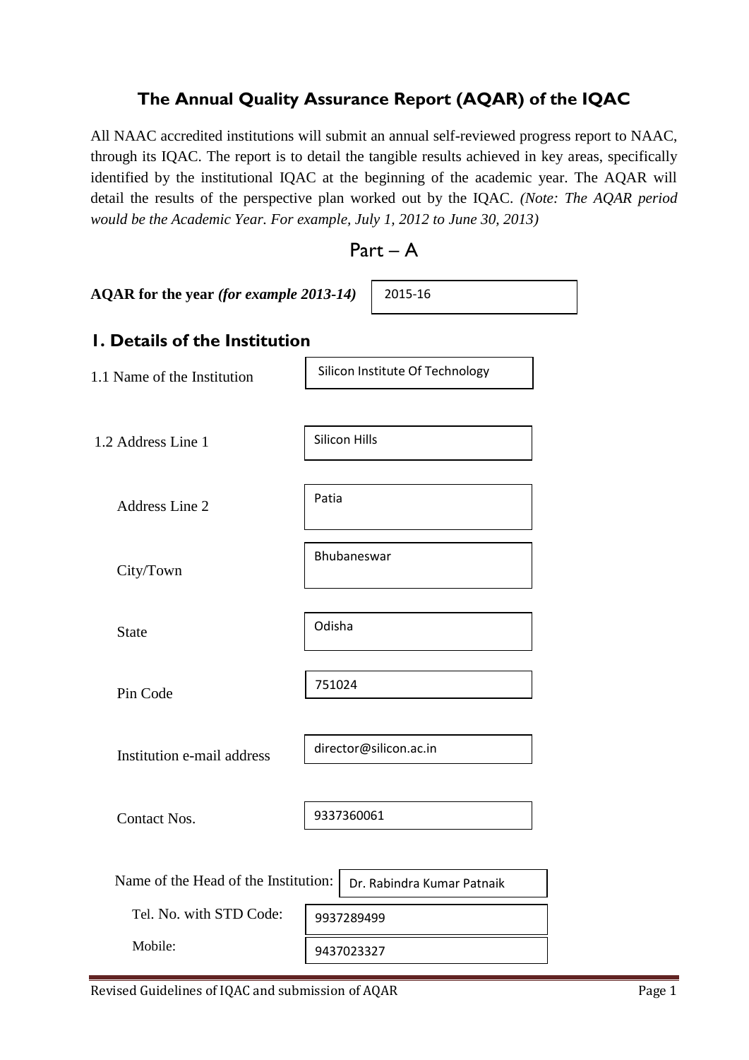## The Annual Quality Assurance Report (AQAR) of the IQAC

All NAAC accredited institutions will submit an annual self-reviewed progress report to NAAC, through its IQAC. The report is to detail the tangible results achieved in key areas, specifically identified by the institutional IQAC at the beginning of the academic year. The AQAR will detail the results of the perspective plan worked out by the IQAC. *(Note: The AQAR period would be the Academic Year. For example, July 1, 2012 to June 30, 2013)*

# Part – A

**AQAR for the year** ***(for example 2013-14)*** 2015-16

## 1. Details of the Institution

| | |
|---|---|
| 1.1 Name of the Institution | Silicon Institute Of Technology |
| 1.2 Address Line 1 | Silicon Hills |
| Address Line 2 | Patia |
| City/Town | Bhubaneswar |
| State | Odisha |
| Pin Code | 751024 |
| Institution e-mail address | director@silicon.ac.in |
| Contact Nos. | 9337360061 |
| Name of the Head of the Institution: | Dr. Rabindra Kumar Patnaik |
| Tel. No. with STD Code: | 9937289499 |
| Mobile: | 9437023327 |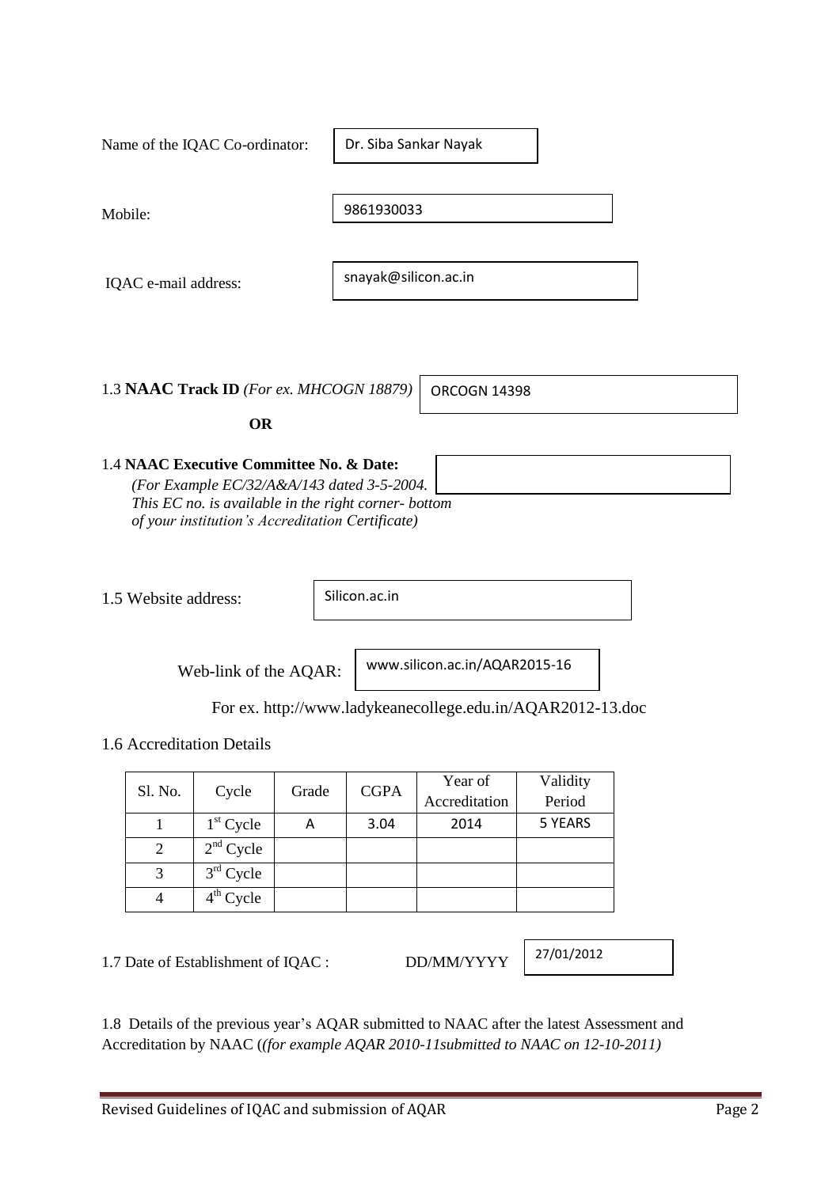Name of the IQAC Co-ordinator: Dr. Siba Sankar Nayak

Mobile: 9861930033

IQAC e-mail address: snayak@silicon.ac.in

1.3 **NAAC Track ID** *(For ex. MHCOGN 18879)* ORCOGN 14398

**OR**

1.4 **NAAC Executive Committee No. & Date:**
*(For Example EC/32/A&A/143 dated 3-5-2004. This EC no. is available in the right corner- bottom of your institution's Accreditation Certificate)*

1.5 Website address: Silicon.ac.in

Web-link of the AQAR: www.silicon.ac.in/AQAR2015-16

For ex. http://www.ladykeanecollege.edu.in/AQAR2012-13.doc

1.6 Accreditation Details

| Sl. No. | Cycle | Grade | CGPA | Year of Accreditation | Validity Period |
|---|---|---|---|---|---|
| 1 | 1st Cycle | A | 3.04 | 2014 | 5 YEARS |
| 2 | 2nd Cycle | | | | |
| 3 | 3rd Cycle | | | | |
| 4 | 4th Cycle | | | | |

1.7 Date of Establishment of IQAC : DD/MM/YYYY 27/01/2012

1.8 Details of the previous year's AQAR submitted to NAAC after the latest Assessment and Accreditation by NAAC (*(for example AQAR 2010-11submitted to NAAC on 12-10-2011)*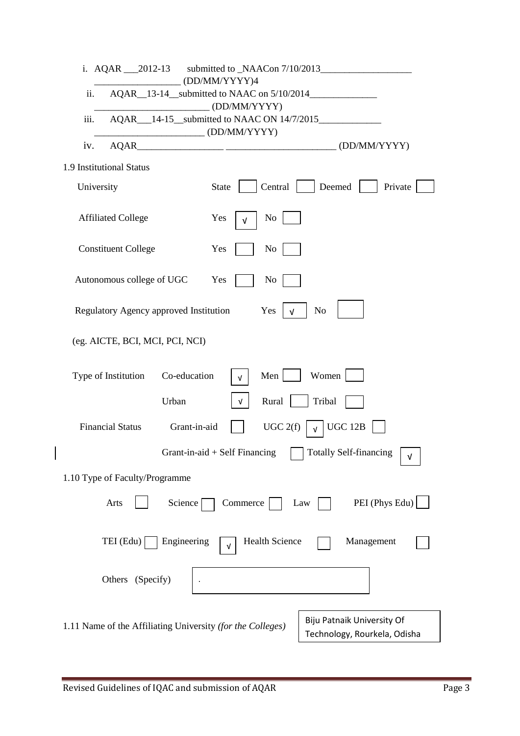i. AQAR ___2012-13 submitted to _NAACon 7/10/2013___________________ __________________ (DD/MM/YYYY)4

ii. AQAR__13-14__submitted to NAAC on 5/10/2014______________ ________________________ (DD/MM/YYYY)

iii. AQAR___14-15__submitted to NAAC ON 14/7/2015_____________ _______________________ (DD/MM/YYYY)

iv. AQAR__________________ _______________________ (DD/MM/YYYY)

1.9 Institutional Status

University: State [ ] Central [ ] Deemed [ ] Private [ ]

Affiliated College: Yes [√] No [ ]

Constituent College: Yes [ ] No [ ]

Autonomous college of UGC: Yes [ ] No [ ]

Regulatory Agency approved Institution: Yes [√] No [ ]

(eg. AICTE, BCI, MCI, PCI, NCI)

Type of Institution: Co-education [√] Men [ ] Women [ ]

Urban [√] Rural [ ] Tribal [ ]

Financial Status: Grant-in-aid [ ] UGC 2(f) [√] UGC 12B [ ]

Grant-in-aid + Self Financing [ ] Totally Self-financing [√]

1.10 Type of Faculty/Programme

Arts [ ] Science [ ] Commerce [ ] Law [ ] PEI (Phys Edu) [ ]

TEI (Edu) [ ] Engineering [√] Health Science [ ] Management [ ]

Others (Specify) [ . ]

1.11 Name of the Affiliating University *(for the Colleges)*: Biju Patnaik University Of Technology, Rourkela, Odisha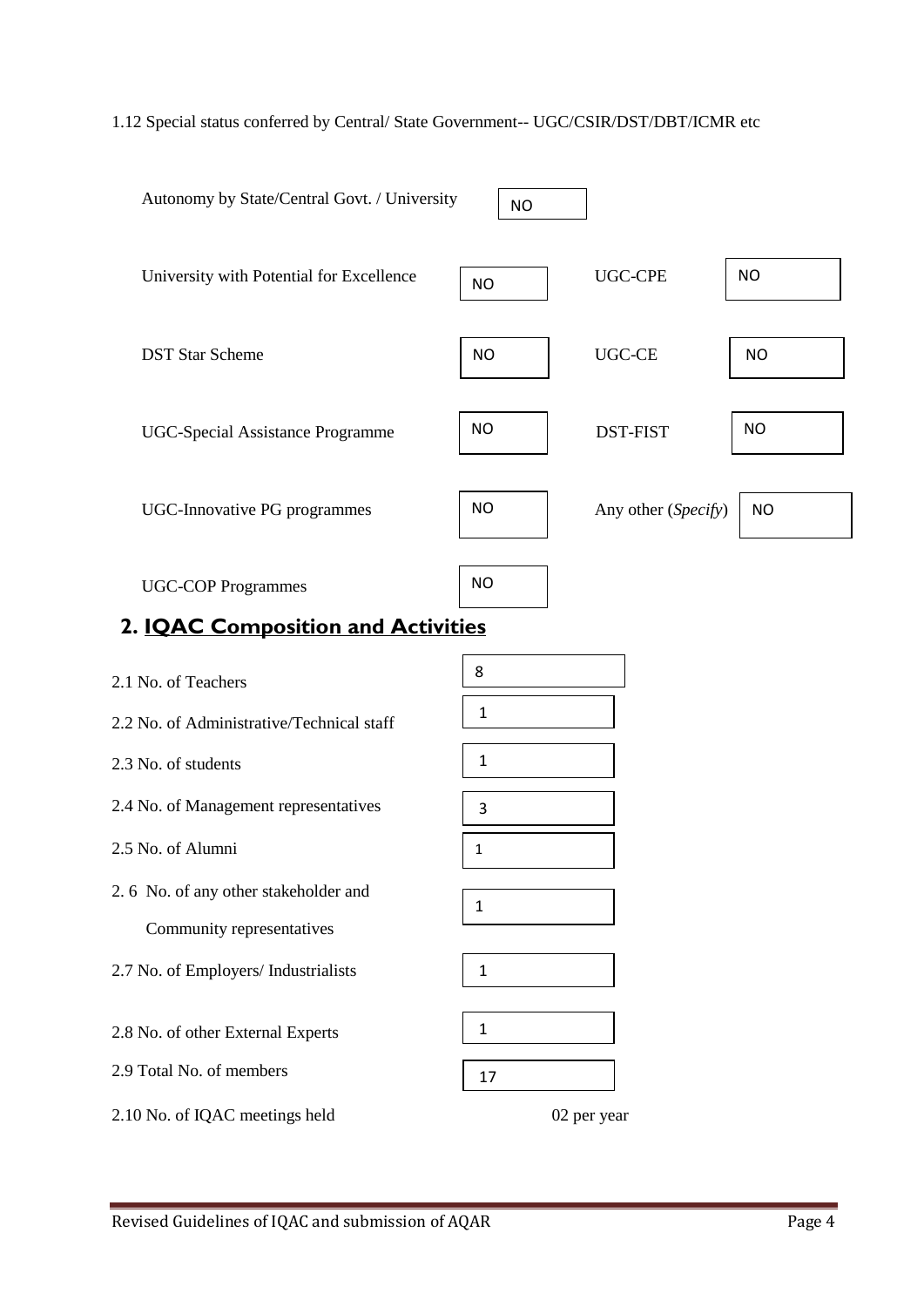1.12 Special status conferred by Central/ State Government-- UGC/CSIR/DST/DBT/ICMR etc

| | | | |
|---|---|---|---|
| Autonomy by State/Central Govt. / University | NO | | |
| University with Potential for Excellence | NO | UGC-CPE | NO |
| DST Star Scheme | NO | UGC-CE | NO |
| UGC-Special Assistance Programme | NO | DST-FIST | NO |
| UGC-Innovative PG programmes | NO | Any other (*Specify*) | NO |
| UGC-COP Programmes | NO | | |

## 2. IQAC Composition and Activities

| | |
|---|---|
| 2.1 No. of Teachers | 8 |
| 2.2 No. of Administrative/Technical staff | 1 |
| 2.3 No. of students | 1 |
| 2.4 No. of Management representatives | 3 |
| 2.5 No. of Alumni | 1 |
| 2. 6 No. of any other stakeholder and Community representatives | 1 |
| 2.7 No. of Employers/ Industrialists | 1 |
| 2.8 No. of other External Experts | 1 |
| 2.9 Total No. of members | 17 |
| 2.10 No. of IQAC meetings held | 02 per year |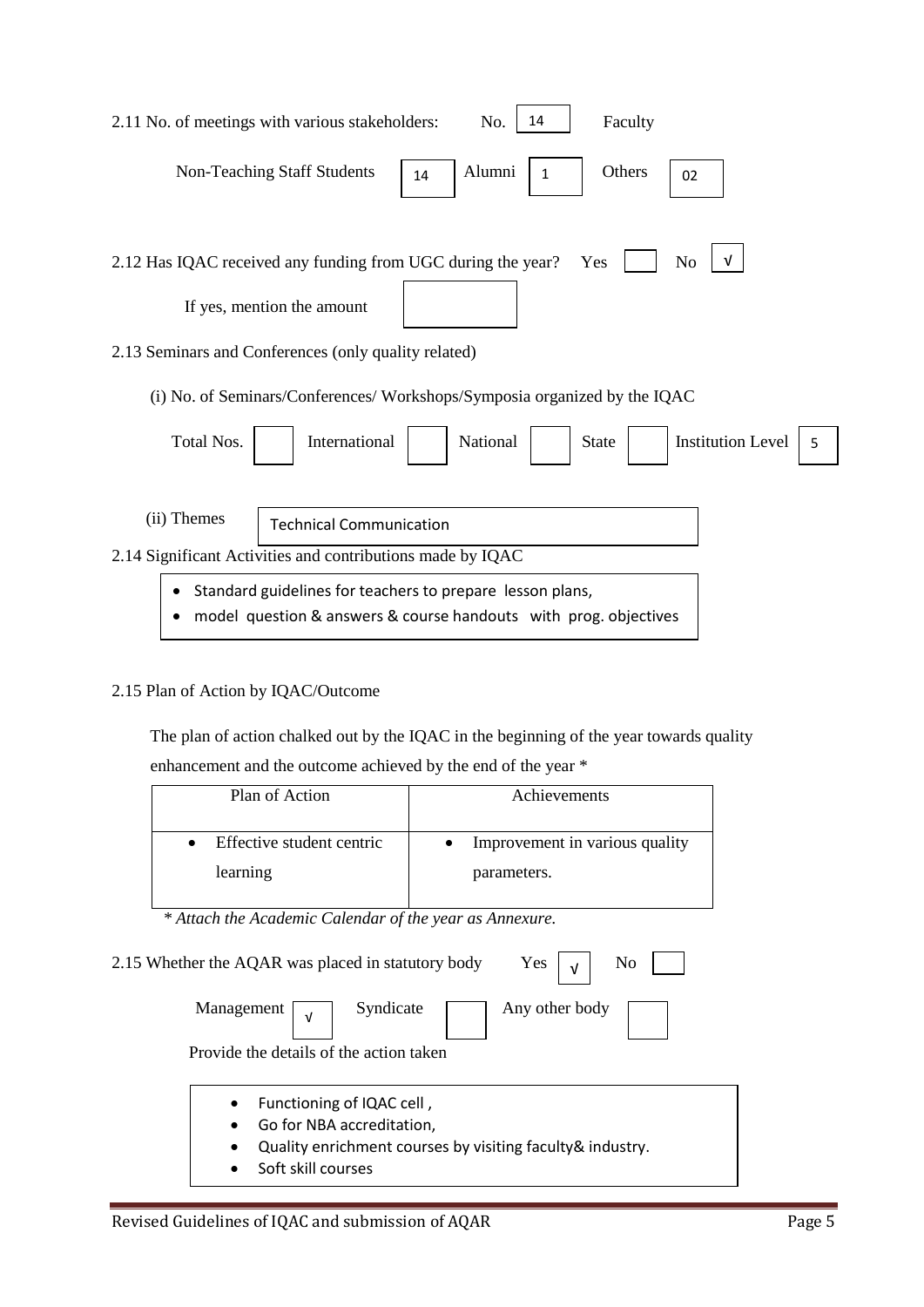2.11 No. of meetings with various stakeholders: No. 14 Faculty

Non-Teaching Staff Students 14 Alumni 1 Others 02

2.12 Has IQAC received any funding from UGC during the year? Yes No √

If yes, mention the amount

2.13 Seminars and Conferences (only quality related)

(i) No. of Seminars/Conferences/ Workshops/Symposia organized by the IQAC

Total Nos. International National State Institution Level 5

(ii) Themes: Technical Communication

2.14 Significant Activities and contributions made by IQAC

- Standard guidelines for teachers to prepare lesson plans,
- model question & answers & course handouts with prog. objectives

2.15 Plan of Action by IQAC/Outcome

The plan of action chalked out by the IQAC in the beginning of the year towards quality enhancement and the outcome achieved by the end of the year *

| Plan of Action | Achievements |
|---|---|
| • Effective student centric learning | • Improvement in various quality parameters. |

*\* Attach the Academic Calendar of the year as Annexure.*

2.15 Whether the AQAR was placed in statutory body Yes √ No

Management √ Syndicate Any other body

Provide the details of the action taken

- Functioning of IQAC cell ,
- Go for NBA accreditation,
- Quality enrichment courses by visiting faculty& industry.
- Soft skill courses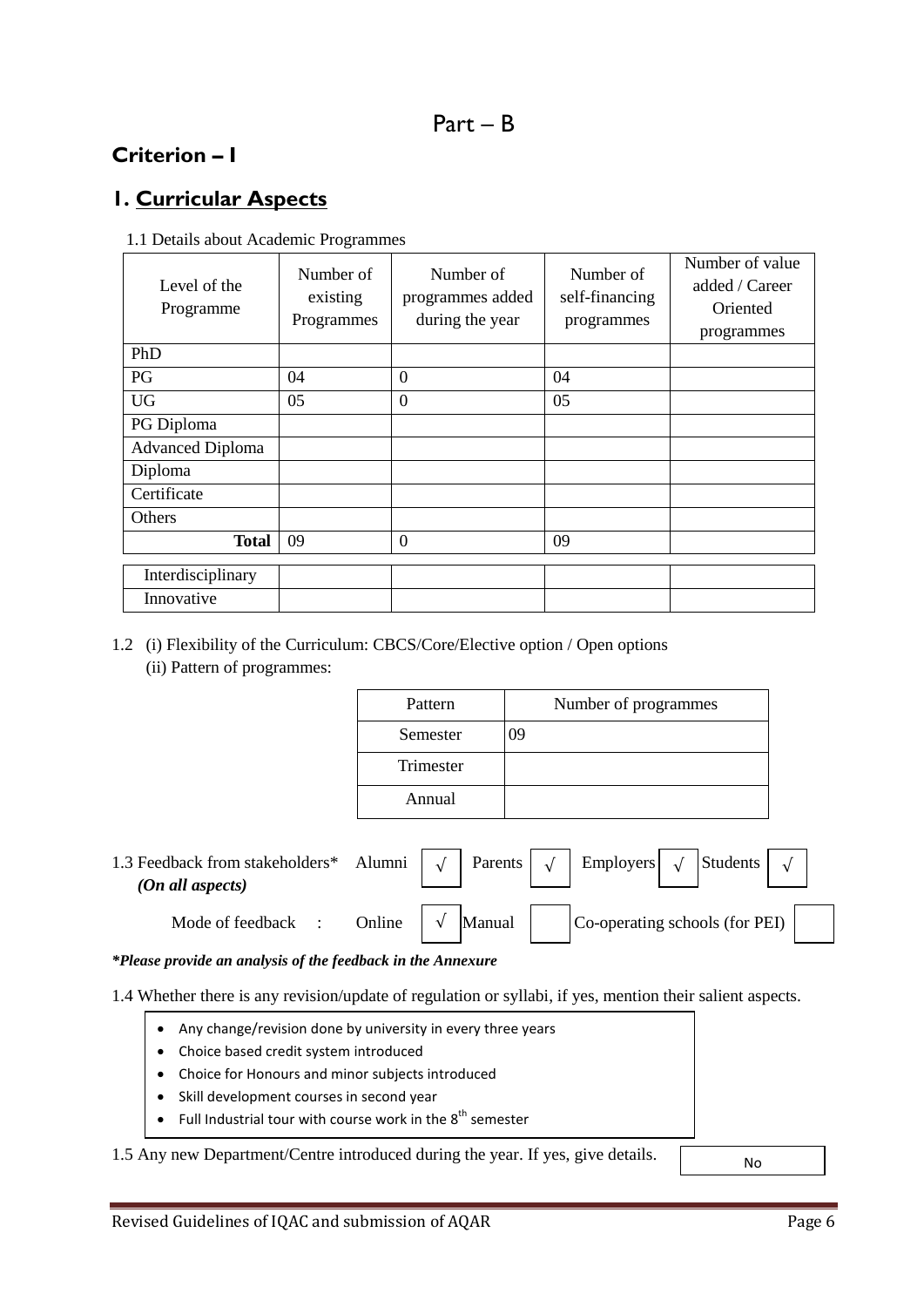# Part – B

## Criterion – I

## 1. Curricular Aspects

1.1 Details about Academic Programmes

| Level of the Programme | Number of existing Programmes | Number of programmes added during the year | Number of self-financing programmes | Number of value added / Career Oriented programmes |
|---|---|---|---|---|
| PhD | | | | |
| PG | 04 | 0 | 04 | |
| UG | 05 | 0 | 05 | |
| PG Diploma | | | | |
| Advanced Diploma | | | | |
| Diploma | | | | |
| Certificate | | | | |
| Others | | | | |
| **Total** | 09 | 0 | 09 | |
| Interdisciplinary | | | | |
| Innovative | | | | |

1.2 (i) Flexibility of the Curriculum: CBCS/Core/Elective option / Open options

(ii) Pattern of programmes:

| Pattern | Number of programmes |
|---|---|
| Semester | 09 |
| Trimester | |
| Annual | |

1.3 Feedback from stakeholders* *(On all aspects)* Alumni √ Parents √ Employers √ Students √

Mode of feedback : Online √ Manual Co-operating schools (for PEI)

***Please provide an analysis of the feedback in the Annexure***

1.4 Whether there is any revision/update of regulation or syllabi, if yes, mention their salient aspects.

- Any change/revision done by university in every three years
- Choice based credit system introduced
- Choice for Honours and minor subjects introduced
- Skill development courses in second year
- Full Industrial tour with course work in the 8th semester

1.5 Any new Department/Centre introduced during the year. If yes, give details. No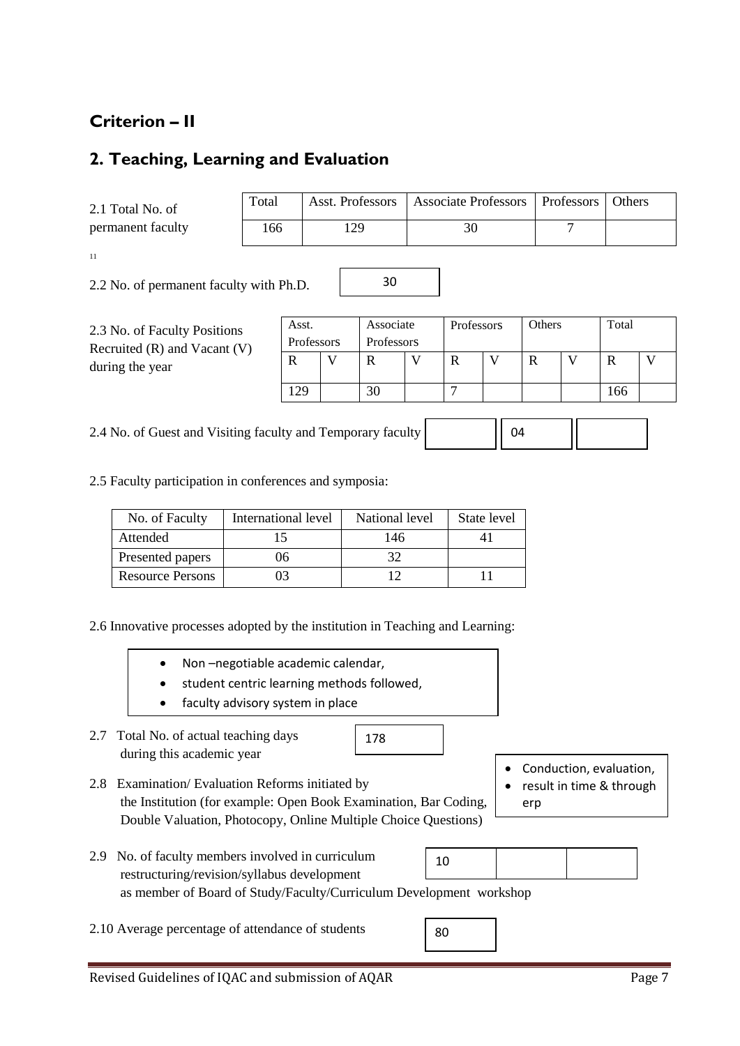## Criterion – II

## 2. Teaching, Learning and Evaluation

2.1 Total No. of permanent faculty

| Total | Asst. Professors | Associate Professors | Professors | Others |
|---|---|---|---|---|
| 166 | 129 | 30 | 7 | |

11

2.2 No. of permanent faculty with Ph.D. 30

2.3 No. of Faculty Positions Recruited (R) and Vacant (V) during the year

| Asst. Professors | | Associate Professors | | Professors | | Others | | Total | |
|---|---|---|---|---|---|---|---|---|---|
| R | V | R | V | R | V | R | V | R | V |
| 129 | | 30 | | 7 | | | | 166 | |

2.4 No. of Guest and Visiting faculty and Temporary faculty

| | 04 | |
|---|---|---|

2.5 Faculty participation in conferences and symposia:

| No. of Faculty | International level | National level | State level |
|---|---|---|---|
| Attended | 15 | 146 | 41 |
| Presented papers | 06 | 32 | |
| Resource Persons | 03 | 12 | 11 |

2.6 Innovative processes adopted by the institution in Teaching and Learning:

- Non –negotiable academic calendar,
- student centric learning methods followed,
- faculty advisory system in place

2.7 Total No. of actual teaching days during this academic year 178

2.8 Examination/ Evaluation Reforms initiated by the Institution (for example: Open Book Examination, Bar Coding, Double Valuation, Photocopy, Online Multiple Choice Questions)

- Conduction, evaluation,
- result in time & through erp

2.9 No. of faculty members involved in curriculum restructuring/revision/syllabus development as member of Board of Study/Faculty/Curriculum Development workshop

| 10 | | |
|---|---|---|

2.10 Average percentage of attendance of students 80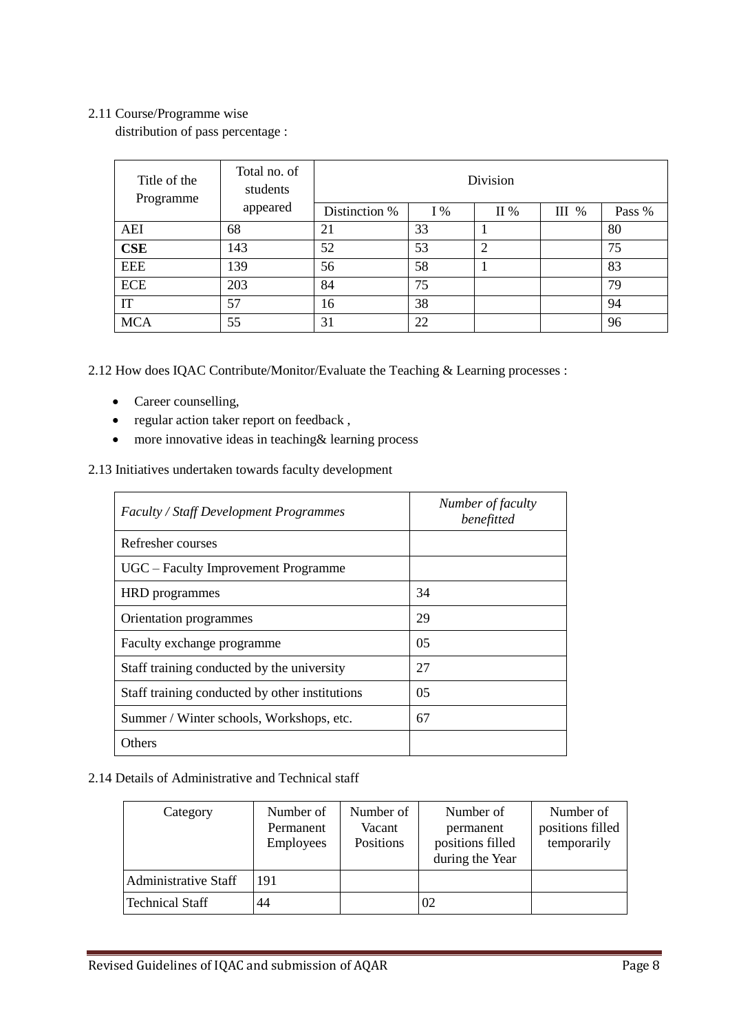2.11 Course/Programme wise distribution of pass percentage :

| Title of the Programme | Total no. of students appeared | Division | | | | |
|---|---|---|---|---|---|---|
| | | Distinction % | I % | II % | III % | Pass % |
| AEI | 68 | 21 | 33 | 1 | | 80 |
| **CSE** | 143 | 52 | 53 | 2 | | 75 |
| EEE | 139 | 56 | 58 | 1 | | 83 |
| ECE | 203 | 84 | 75 | | | 79 |
| IT | 57 | 16 | 38 | | | 94 |
| MCA | 55 | 31 | 22 | | | 96 |

2.12 How does IQAC Contribute/Monitor/Evaluate the Teaching & Learning processes :

- Career counselling,
- regular action taker report on feedback ,
- more innovative ideas in teaching& learning process

2.13 Initiatives undertaken towards faculty development

| *Faculty / Staff Development Programmes* | *Number of faculty benefitted* |
|---|---|
| Refresher courses | |
| UGC – Faculty Improvement Programme | |
| HRD programmes | 34 |
| Orientation programmes | 29 |
| Faculty exchange programme | 05 |
| Staff training conducted by the university | 27 |
| Staff training conducted by other institutions | 05 |
| Summer / Winter schools, Workshops, etc. | 67 |
| Others | |

2.14 Details of Administrative and Technical staff

| Category | Number of Permanent Employees | Number of Vacant Positions | Number of permanent positions filled during the Year | Number of positions filled temporarily |
|---|---|---|---|---|
| Administrative Staff | 191 | | | |
| Technical Staff | 44 | | 02 | |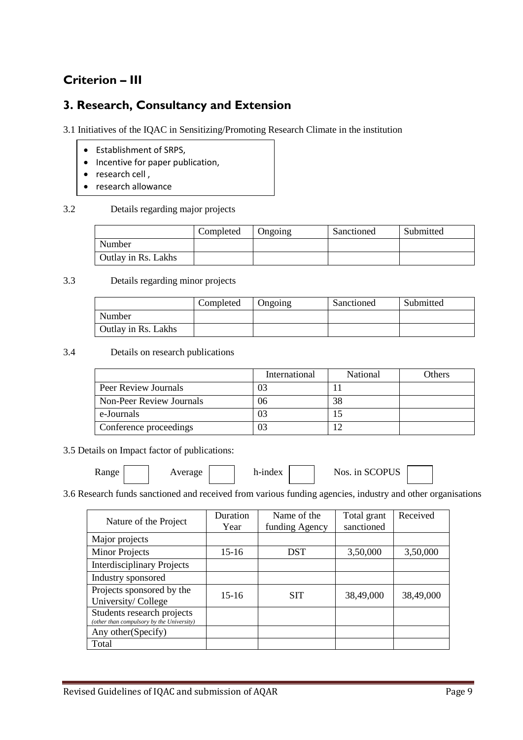## Criterion – III

## 3. Research, Consultancy and Extension

3.1 Initiatives of the IQAC in Sensitizing/Promoting Research Climate in the institution

- Establishment of SRPS,
- Incentive for paper publication,
- research cell ,
- research allowance

3.2 Details regarding major projects

| | Completed | Ongoing | Sanctioned | Submitted |
|---|---|---|---|---|
| Number | | | | |
| Outlay in Rs. Lakhs | | | | |

3.3 Details regarding minor projects

| | Completed | Ongoing | Sanctioned | Submitted |
|---|---|---|---|---|
| Number | | | | |
| Outlay in Rs. Lakhs | | | | |

3.4 Details on research publications

| | International | National | Others |
|---|---|---|---|
| Peer Review Journals | 03 | 11 | |
| Non-Peer Review Journals | 06 | 38 | |
| e-Journals | 03 | 15 | |
| Conference proceedings | 03 | 12 | |

3.5 Details on Impact factor of publications:

Range [ ] Average [ ] h-index [ ] Nos. in SCOPUS [ ]

3.6 Research funds sanctioned and received from various funding agencies, industry and other organisations

| Nature of the Project | Duration Year | Name of the funding Agency | Total grant sanctioned | Received |
|---|---|---|---|---|
| Major projects | | | | |
| Minor Projects | 15-16 | DST | 3,50,000 | 3,50,000 |
| Interdisciplinary Projects | | | | |
| Industry sponsored | | | | |
| Projects sponsored by the University/ College | 15-16 | SIT | 38,49,000 | 38,49,000 |
| Students research projects *(other than compulsory by the University)* | | | | |
| Any other(Specify) | | | | |
| Total | | | | |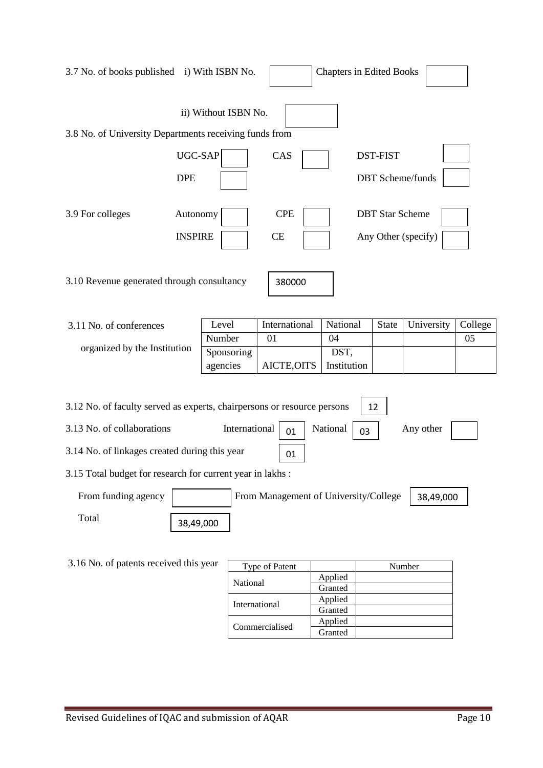3.7 No. of books published i) With ISBN No. [ ] Chapters in Edited Books [ ]

ii) Without ISBN No. [ ]

3.8 No. of University Departments receiving funds from

| | | | | | |
|---|---|---|---|---|---|
| UGC-SAP | | CAS | | DST-FIST | |
| DPE | | | | DBT Scheme/funds | |

3.9 For colleges

| | | | | | |
|---|---|---|---|---|---|
| Autonomy | | CPE | | DBT Star Scheme | |
| INSPIRE | | CE | | Any Other (specify) | |

3.10 Revenue generated through consultancy: 380000

3.11 No. of conferences organized by the Institution

| Level | International | National | State | University | College |
|---|---|---|---|---|---|
| Number | 01 | 04 | | | 05 |
| Sponsoring agencies | AICTE,OITS | DST, Institution | | | |

3.12 No. of faculty served as experts, chairpersons or resource persons: 12

3.13 No. of collaborations: International: 01 National: 03 Any other: [ ]

3.14 No. of linkages created during this year: 01

3.15 Total budget for research for current year in lakhs :

From funding agency: [ ] From Management of University/College: 38,49,000

Total: 38,49,000

3.16 No. of patents received this year

| Type of Patent | | Number |
|---|---|---|
| National | Applied | |
| | Granted | |
| International | Applied | |
| | Granted | |
| Commercialised | Applied | |
| | Granted | |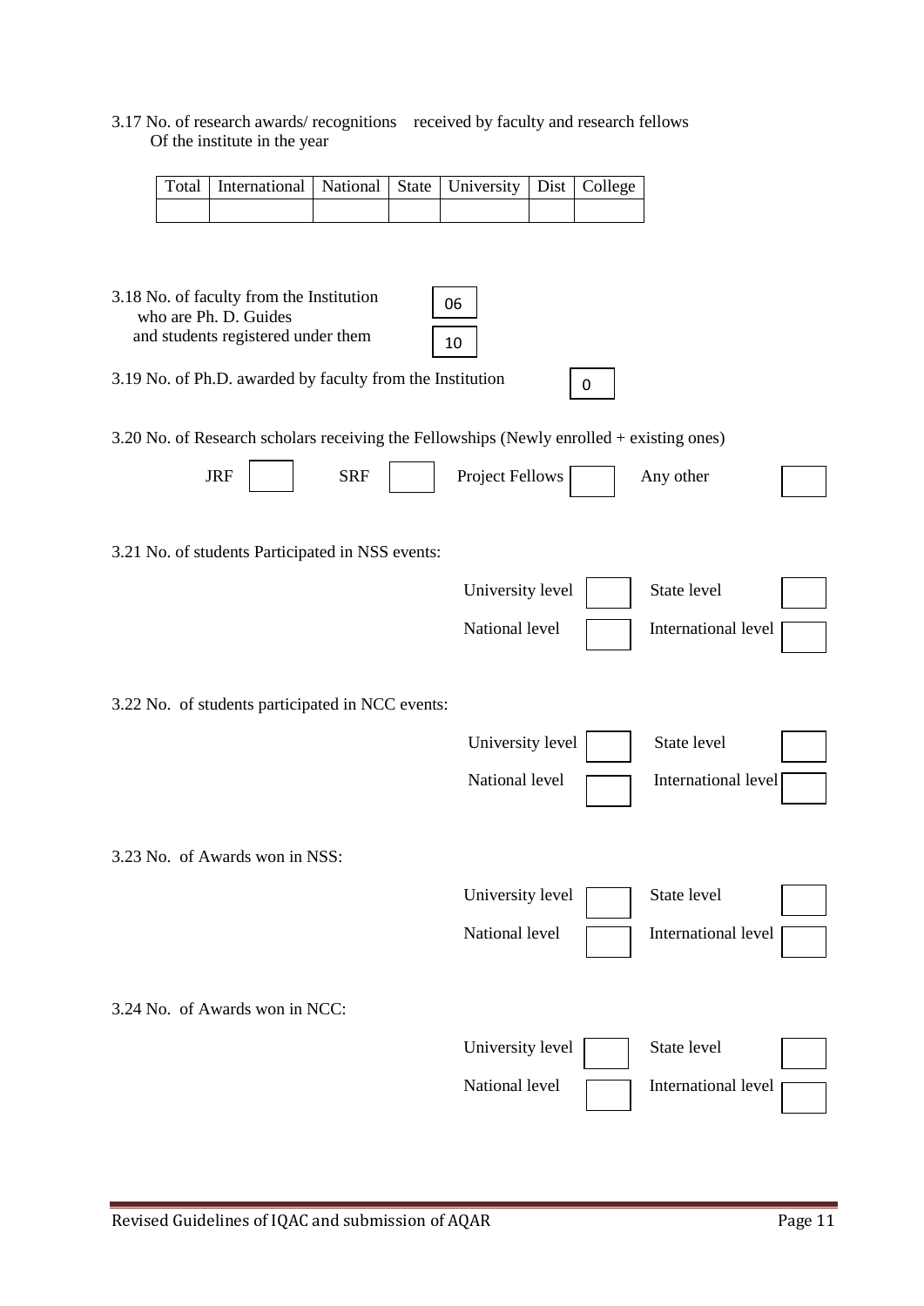3.17 No. of research awards/ recognitions received by faculty and research fellows Of the institute in the year

| Total | International | National | State | University | Dist | College |
|---|---|---|---|---|---|---|
| | | | | | | |

3.18 No. of faculty from the Institution who are Ph. D. Guides and students registered under them

06

10

3.19 No. of Ph.D. awarded by faculty from the Institution

0

3.20 No. of Research scholars receiving the Fellowships (Newly enrolled + existing ones)

| JRF | | SRF | | Project Fellows | | Any other | |
|---|---|---|---|---|---|---|---|

3.21 No. of students Participated in NSS events:

| University level | | State level | |
|---|---|---|---|
| National level | | International level | |

3.22 No. of students participated in NCC events:

| University level | | State level | |
|---|---|---|---|
| National level | | International level | |

3.23 No. of Awards won in NSS:

| University level | | State level | |
|---|---|---|---|
| National level | | International level | |

3.24 No. of Awards won in NCC:

| University level | | State level | |
|---|---|---|---|
| National level | | International level | |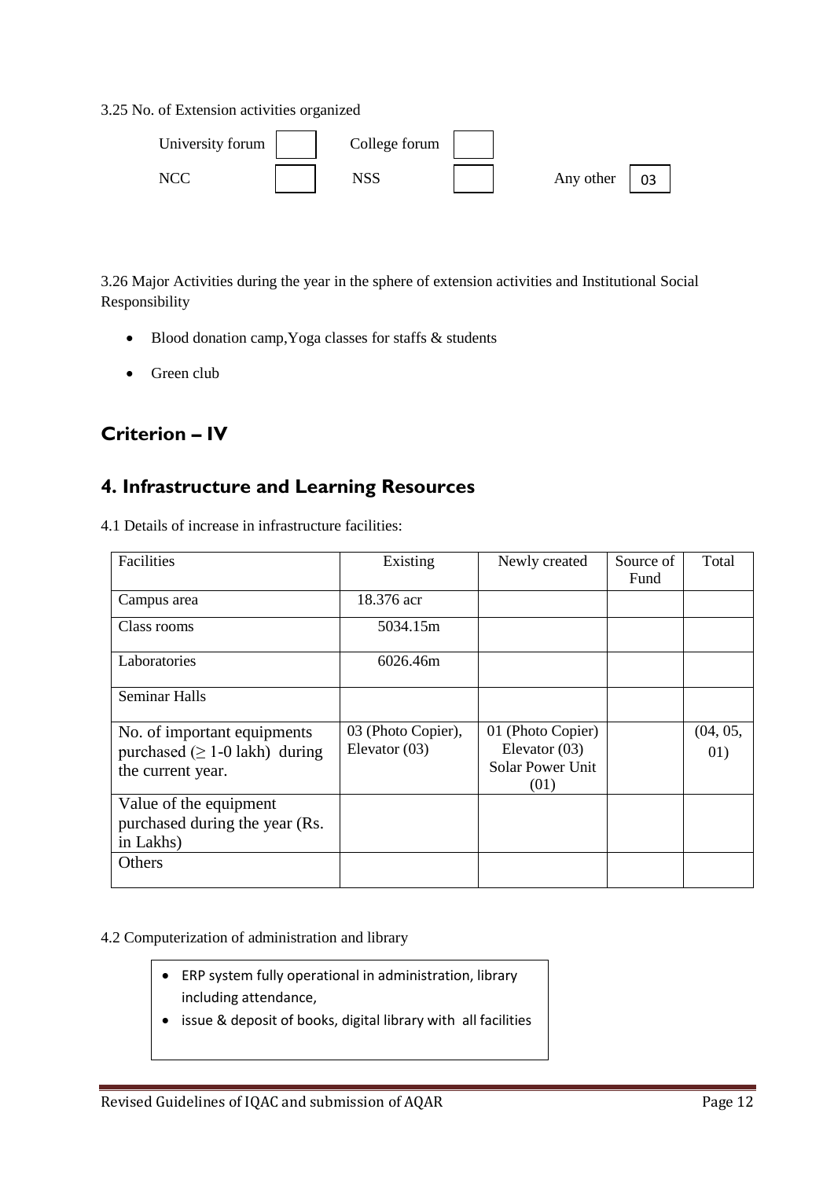3.25 No. of Extension activities organized

| | | | | | |
|---|---|---|---|---|---|
| University forum | | College forum | | | |
| NCC | | NSS | | Any other | 03 |

3.26 Major Activities during the year in the sphere of extension activities and Institutional Social Responsibility

- Blood donation camp,Yoga classes for staffs & students
- Green club

## Criterion – IV

## 4. Infrastructure and Learning Resources

4.1 Details of increase in infrastructure facilities:

| Facilities | Existing | Newly created | Source of Fund | Total |
|---|---|---|---|---|
| Campus area | 18.376 acr | | | |
| Class rooms | 5034.15m | | | |
| Laboratories | 6026.46m | | | |
| Seminar Halls | | | | |
| No. of important equipments purchased ($\geq$ 1-0 lakh) during the current year. | 03 (Photo Copier), Elevator (03) | 01 (Photo Copier) Elevator (03) Solar Power Unit (01) | | (04, 05, 01) |
| Value of the equipment purchased during the year (Rs. in Lakhs) | | | | |
| Others | | | | |

4.2 Computerization of administration and library

- ERP system fully operational in administration, library including attendance,
- issue & deposit of books, digital library with all facilities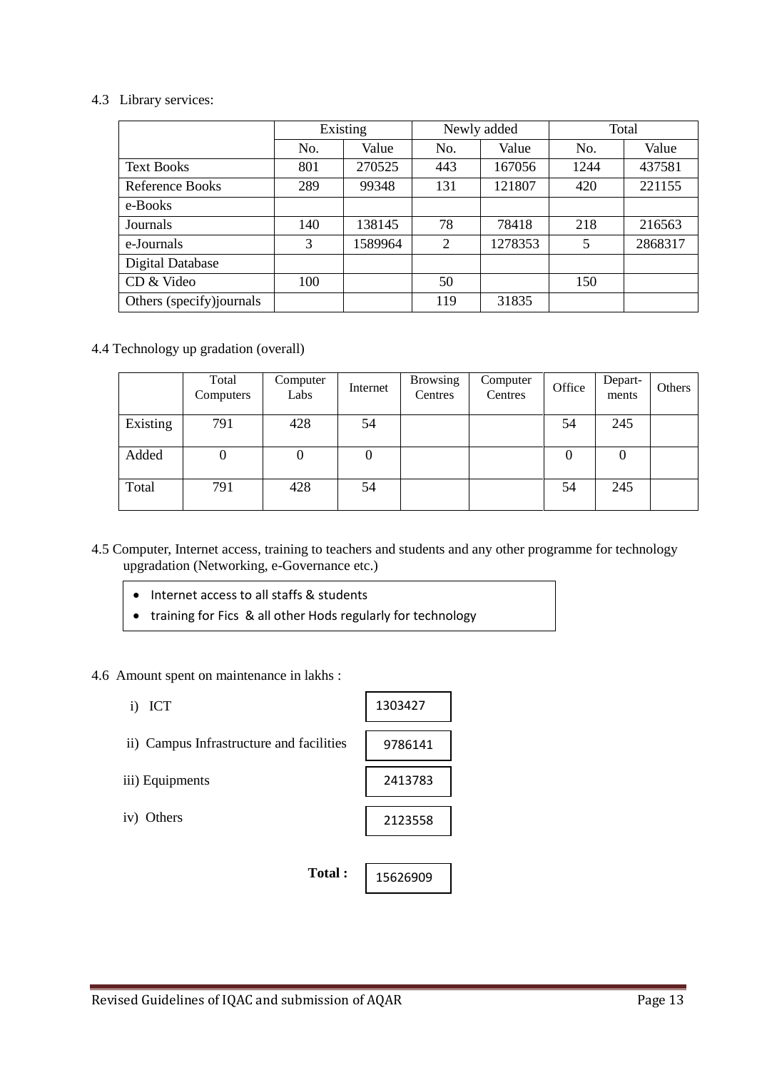4.3 Library services:

| | Existing | | Newly added | | Total | |
|---|---|---|---|---|---|---|
| | No. | Value | No. | Value | No. | Value |
| Text Books | 801 | 270525 | 443 | 167056 | 1244 | 437581 |
| Reference Books | 289 | 99348 | 131 | 121807 | 420 | 221155 |
| e-Books | | | | | | |
| Journals | 140 | 138145 | 78 | 78418 | 218 | 216563 |
| e-Journals | 3 | 1589964 | 2 | 1278353 | 5 | 2868317 |
| Digital Database | | | | | | |
| CD & Video | 100 | | 50 | | 150 | |
| Others (specify)journals | | | 119 | 31835 | | |

4.4 Technology up gradation (overall)

| | Total Computers | Computer Labs | Internet | Browsing Centres | Computer Centres | Office | Depart-ments | Others |
|---|---|---|---|---|---|---|---|---|
| Existing | 791 | 428 | 54 | | | 54 | 245 | |
| Added | 0 | 0 | 0 | | | 0 | 0 | |
| Total | 791 | 428 | 54 | | | 54 | 245 | |

4.5 Computer, Internet access, training to teachers and students and any other programme for technology upgradation (Networking, e-Governance etc.)

- Internet access to all staffs & students
- training for Fics & all other Hods regularly for technology

4.6 Amount spent on maintenance in lakhs :

i) ICT: 1303427

ii) Campus Infrastructure and facilities: 9786141

iii) Equipments: 2413783

iv) Others: 2123558

**Total :** 15626909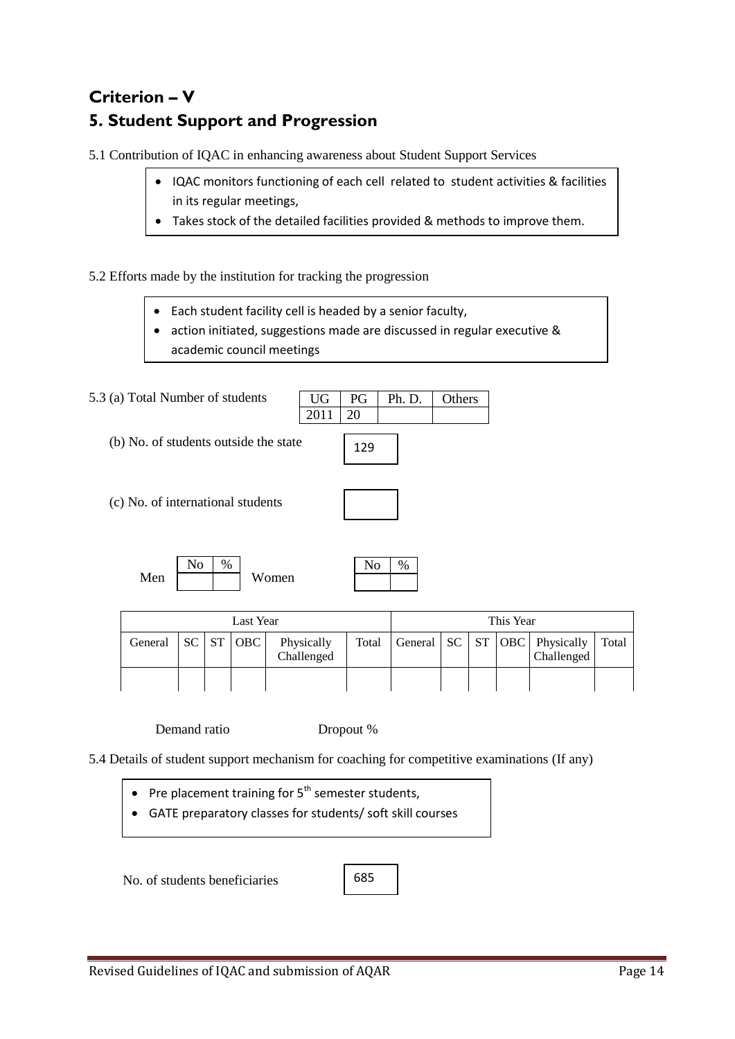# Criterion – V

## 5. Student Support and Progression

5.1 Contribution of IQAC in enhancing awareness about Student Support Services

- IQAC monitors functioning of each cell related to student activities & facilities in its regular meetings,
- Takes stock of the detailed facilities provided & methods to improve them.

5.2 Efforts made by the institution for tracking the progression

- Each student facility cell is headed by a senior faculty,
- action initiated, suggestions made are discussed in regular executive & academic council meetings

5.3 (a) Total Number of students

| UG | PG | Ph. D. | Others |
|---|---|---|---|
| 2011 | 20 | | |

(b) No. of students outside the state: 129

(c) No. of international students:

| | No | % |
|---|---|---|
| Men | | |

| | No | % |
|---|---|---|
| Women | | |

| Last Year | | | | | | This Year | | | | | |
|---|---|---|---|---|---|---|---|---|---|---|---|
| General | SC | ST | OBC | Physically Challenged | Total | General | SC | ST | OBC | Physically Challenged | Total |
| | | | | | | | | | | | |

Demand ratio        Dropout %

5.4 Details of student support mechanism for coaching for competitive examinations (If any)

- Pre placement training for 5th semester students,
- GATE preparatory classes for students/ soft skill courses

No. of students beneficiaries: 685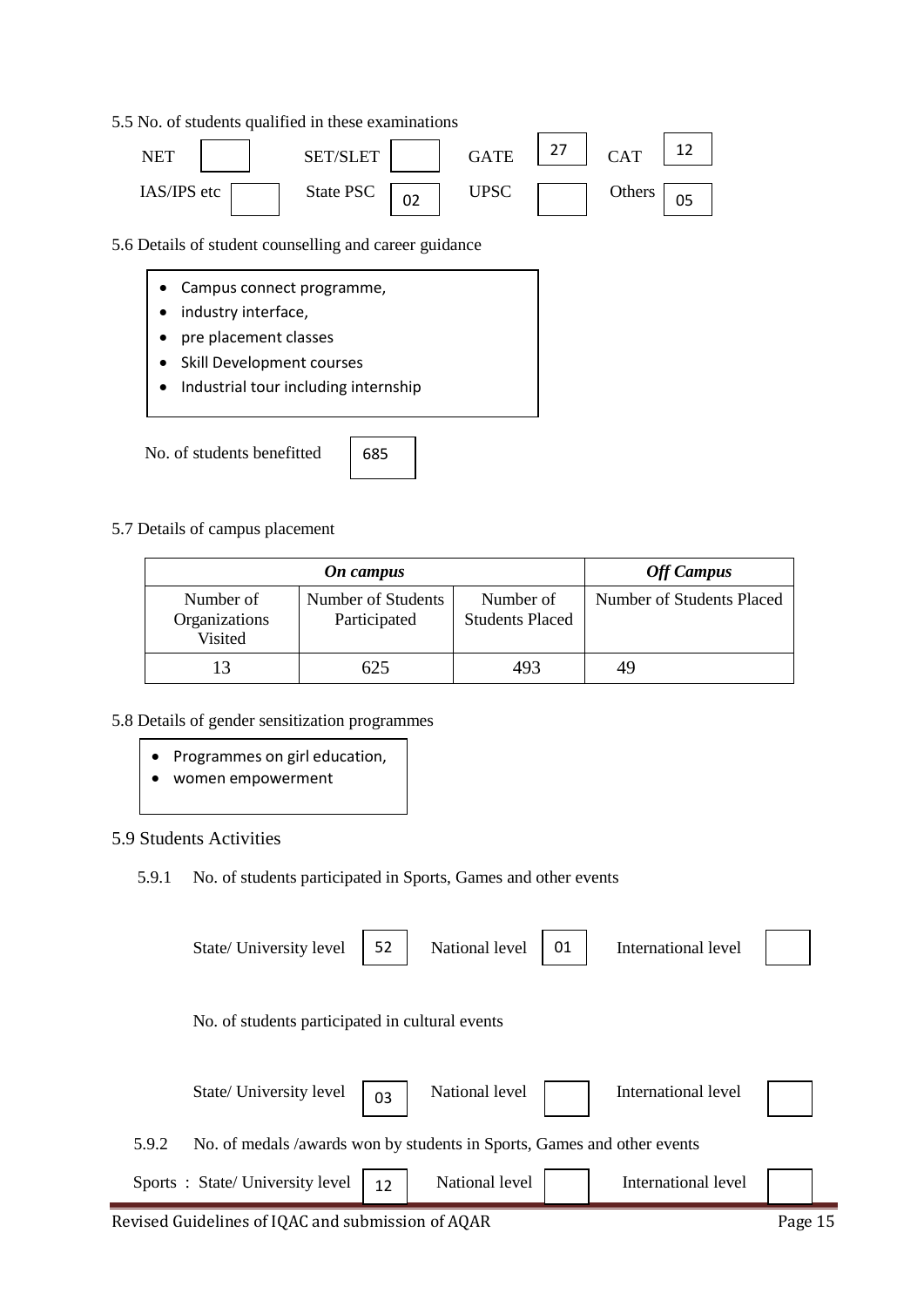5.5 No. of students qualified in these examinations

| NET | | SET/SLET | | GATE | 27 | CAT | 12 |
|---|---|---|---|---|---|---|---|
| IAS/IPS etc | | State PSC | 02 | UPSC | | Others | 05 |

5.6 Details of student counselling and career guidance

- Campus connect programme,
- industry interface,
- pre placement classes
- Skill Development courses
- Industrial tour including internship

No. of students benefitted: 685

5.7 Details of campus placement

| ***On campus*** | | | ***Off Campus*** |
|---|---|---|---|
| Number of Organizations Visited | Number of Students Participated | Number of Students Placed | Number of Students Placed |
| 13 | 625 | 493 | 49 |

5.8 Details of gender sensitization programmes

- Programmes on girl education,
- women empowerment

5.9 Students Activities

5.9.1 No. of students participated in Sports, Games and other events

| State/ University level | 52 | National level | 01 | International level | |
|---|---|---|---|---|---|

No. of students participated in cultural events

| State/ University level | 03 | National level | | International level | |
|---|---|---|---|---|---|

5.9.2 No. of medals /awards won by students in Sports, Games and other events

| Sports : State/ University level | 12 | National level | | International level | |
|---|---|---|---|---|---|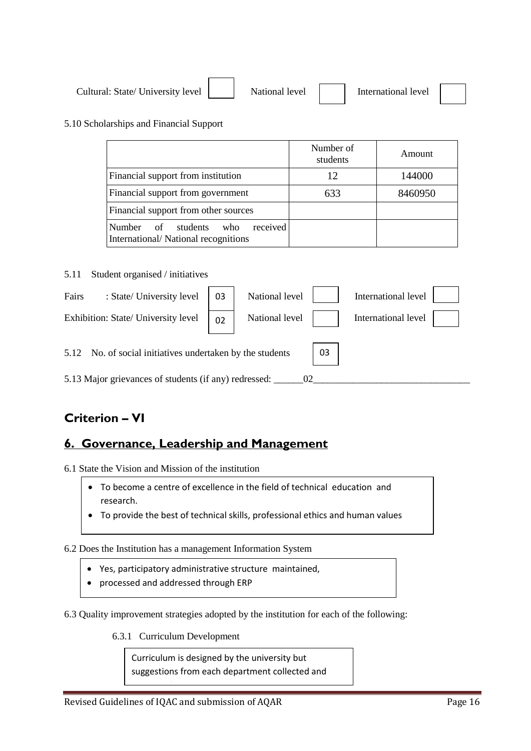Cultural: State/ University level [ ] National level [ ] International level [ ]

5.10 Scholarships and Financial Support

| | Number of students | Amount |
|---|---|---|
| Financial support from institution | 12 | 144000 |
| Financial support from government | 633 | 8460950 |
| Financial support from other sources | | |
| Number of students who received International/ National recognitions | | |

5.11 Student organised / initiatives

Fairs : State/ University level [03] National level [ ] International level [ ]

Exhibition: State/ University level [02] National level [ ] International level [ ]

5.12 No. of social initiatives undertaken by the students [03]

5.13 Major grievances of students (if any) redressed: ______02________________________________

## Criterion – VI

## 6. Governance, Leadership and Management

6.1 State the Vision and Mission of the institution

- To become a centre of excellence in the field of technical education and research.
- To provide the best of technical skills, professional ethics and human values

6.2 Does the Institution has a management Information System

- Yes, participatory administrative structure maintained,
- processed and addressed through ERP

6.3 Quality improvement strategies adopted by the institution for each of the following:

6.3.1 Curriculum Development

Curriculum is designed by the university but suggestions from each department collected and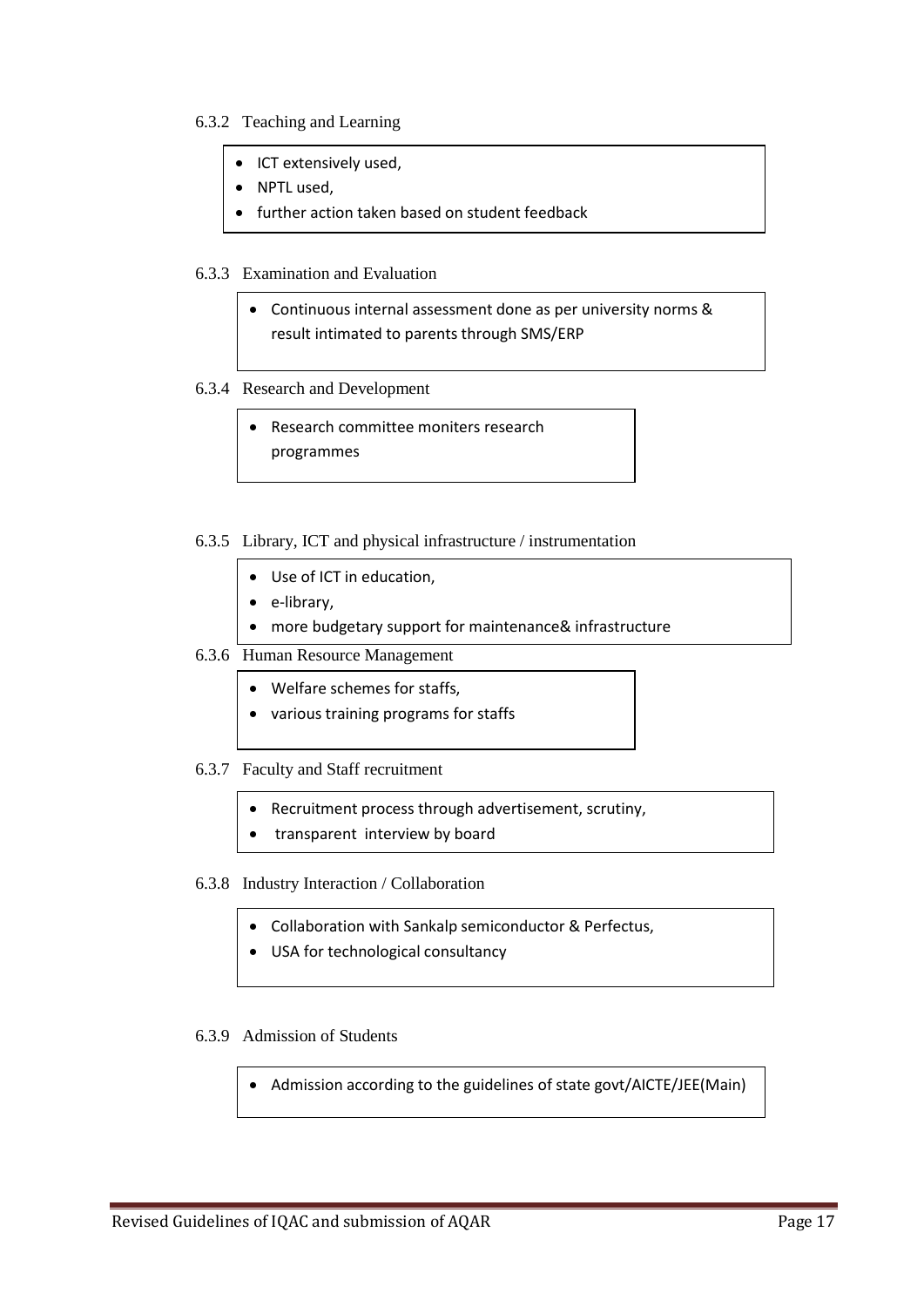6.3.2 Teaching and Learning

- ICT extensively used,
- NPTL used,
- further action taken based on student feedback

6.3.3 Examination and Evaluation

- Continuous internal assessment done as per university norms & result intimated to parents through SMS/ERP

6.3.4 Research and Development

- Research committee moniters research programmes

6.3.5 Library, ICT and physical infrastructure / instrumentation

- Use of ICT in education,
- e-library,
- more budgetary support for maintenance& infrastructure

6.3.6 Human Resource Management

- Welfare schemes for staffs,
- various training programs for staffs

6.3.7 Faculty and Staff recruitment

- Recruitment process through advertisement, scrutiny,
- transparent interview by board

6.3.8 Industry Interaction / Collaboration

- Collaboration with Sankalp semiconductor & Perfectus,
- USA for technological consultancy

6.3.9 Admission of Students

- Admission according to the guidelines of state govt/AICTE/JEE(Main)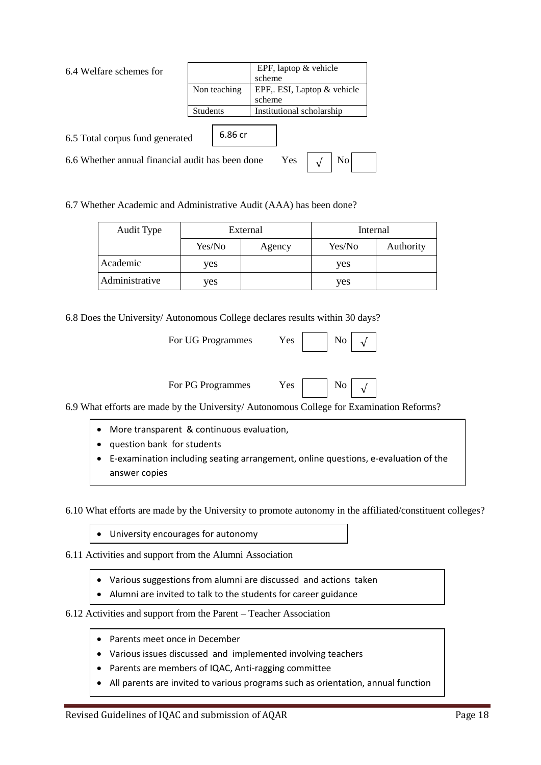6.4 Welfare schemes for

| | |
|---|---|
| | EPF, laptop & vehicle scheme |
| Non teaching | EPF,. ESI, Laptop & vehicle scheme |
| Students | Institutional scholarship |

6.5 Total corpus fund generated: 6.86 cr

6.6 Whether annual financial audit has been done Yes √ No

6.7 Whether Academic and Administrative Audit (AAA) has been done?

| Audit Type | External | | Internal | |
|---|---|---|---|---|
| | Yes/No | Agency | Yes/No | Authority |
| Academic | yes | | yes | |
| Administrative | yes | | yes | |

6.8 Does the University/ Autonomous College declares results within 30 days?

For UG Programmes Yes No √

For PG Programmes Yes No √

6.9 What efforts are made by the University/ Autonomous College for Examination Reforms?

- More transparent & continuous evaluation,
- question bank for students
- E-examination including seating arrangement, online questions, e-evaluation of the answer copies

6.10 What efforts are made by the University to promote autonomy in the affiliated/constituent colleges?

- University encourages for autonomy

6.11 Activities and support from the Alumni Association

- Various suggestions from alumni are discussed and actions taken
- Alumni are invited to talk to the students for career guidance

6.12 Activities and support from the Parent – Teacher Association

- Parents meet once in December
- Various issues discussed and implemented involving teachers
- Parents are members of IQAC, Anti-ragging committee
- All parents are invited to various programs such as orientation, annual function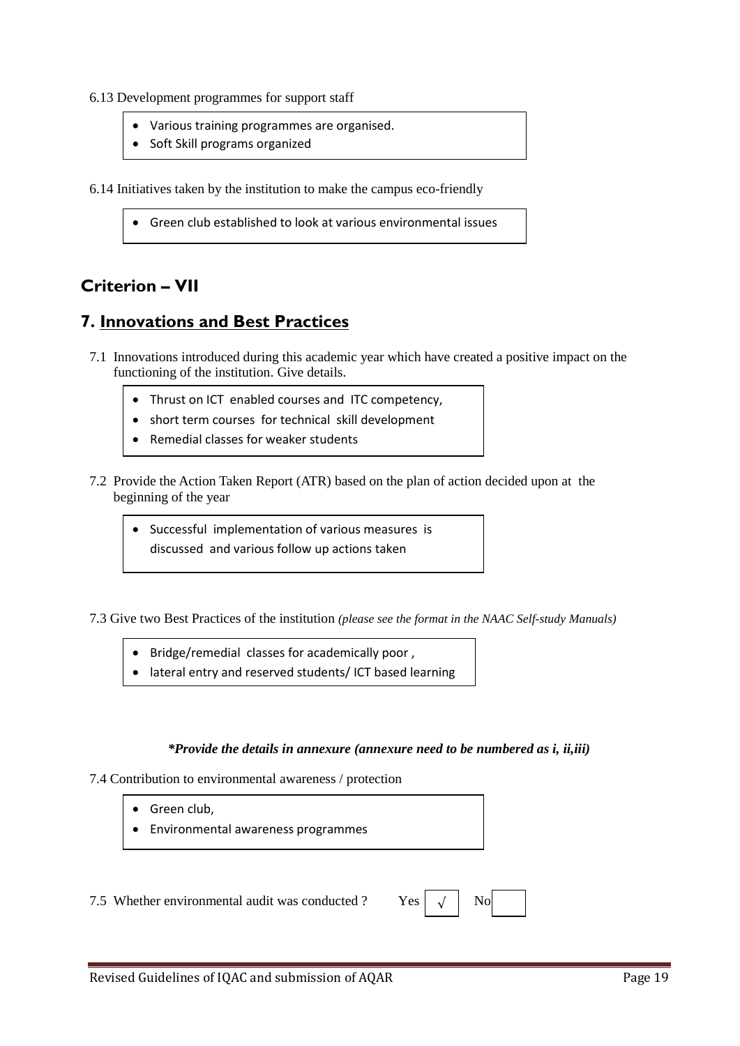6.13 Development programmes for support staff

- Various training programmes are organised.
- Soft Skill programs organized

6.14 Initiatives taken by the institution to make the campus eco-friendly

- Green club established to look at various environmental issues

## Criterion – VII

## 7. Innovations and Best Practices

7.1 Innovations introduced during this academic year which have created a positive impact on the functioning of the institution. Give details.

- Thrust on ICT enabled courses and ITC competency,
- short term courses for technical skill development
- Remedial classes for weaker students

7.2 Provide the Action Taken Report (ATR) based on the plan of action decided upon at the beginning of the year

- Successful implementation of various measures is discussed and various follow up actions taken

7.3 Give two Best Practices of the institution *(please see the format in the NAAC Self-study Manuals)*

- Bridge/remedial classes for academically poor ,
- lateral entry and reserved students/ ICT based learning

***Provide the details in annexure (annexure need to be numbered as i, ii,iii)***

7.4 Contribution to environmental awareness / protection

- Green club,
- Environmental awareness programmes

7.5 Whether environmental audit was conducted ? Yes √ No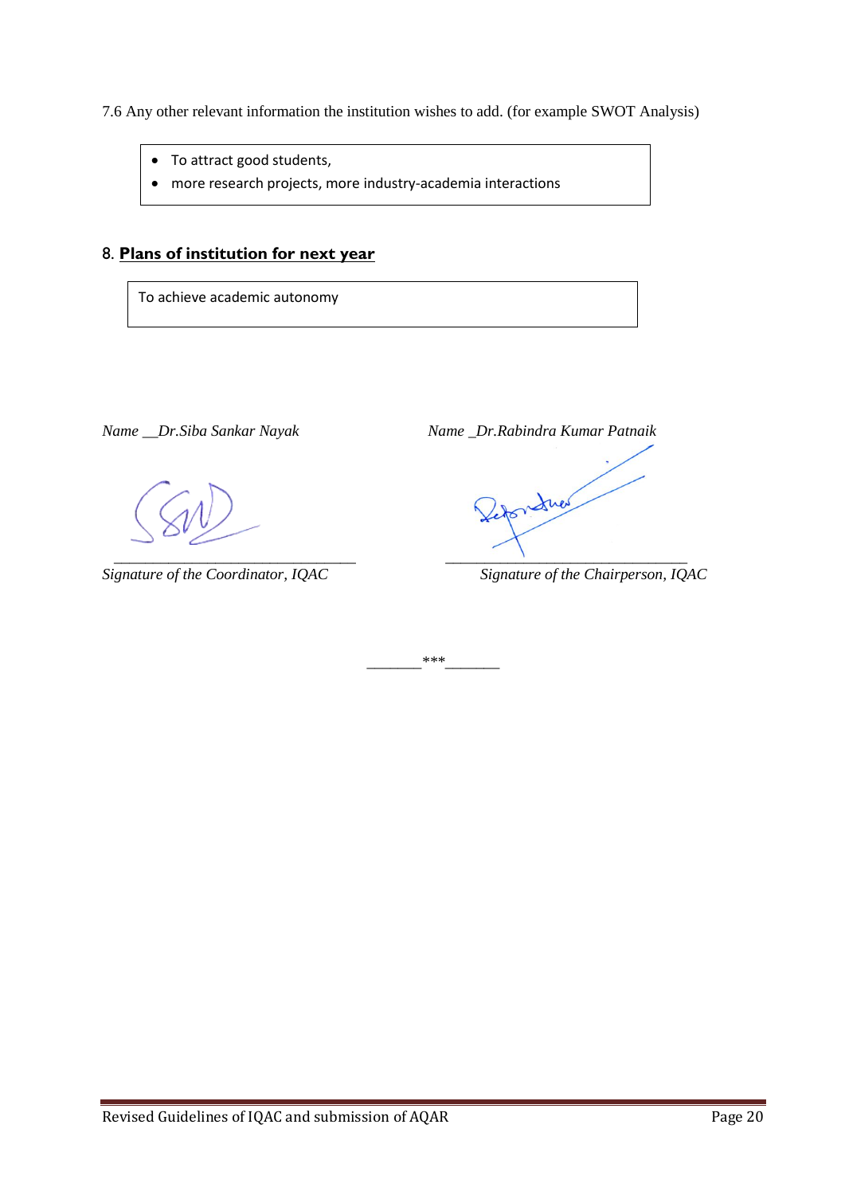7.6 Any other relevant information the institution wishes to add. (for example SWOT Analysis)

- To attract good students,
- more research projects, more industry-academia interactions

## 8. **Plans of institution for next year**

To achieve academic autonomy

*Name __Dr.Siba Sankar Nayak*

_______________________________

*Signature of the Coordinator, IQAC*

*Name _Dr.Rabindra Kumar Patnaik*

_______________________________

*Signature of the Chairperson, IQAC*

_______***_______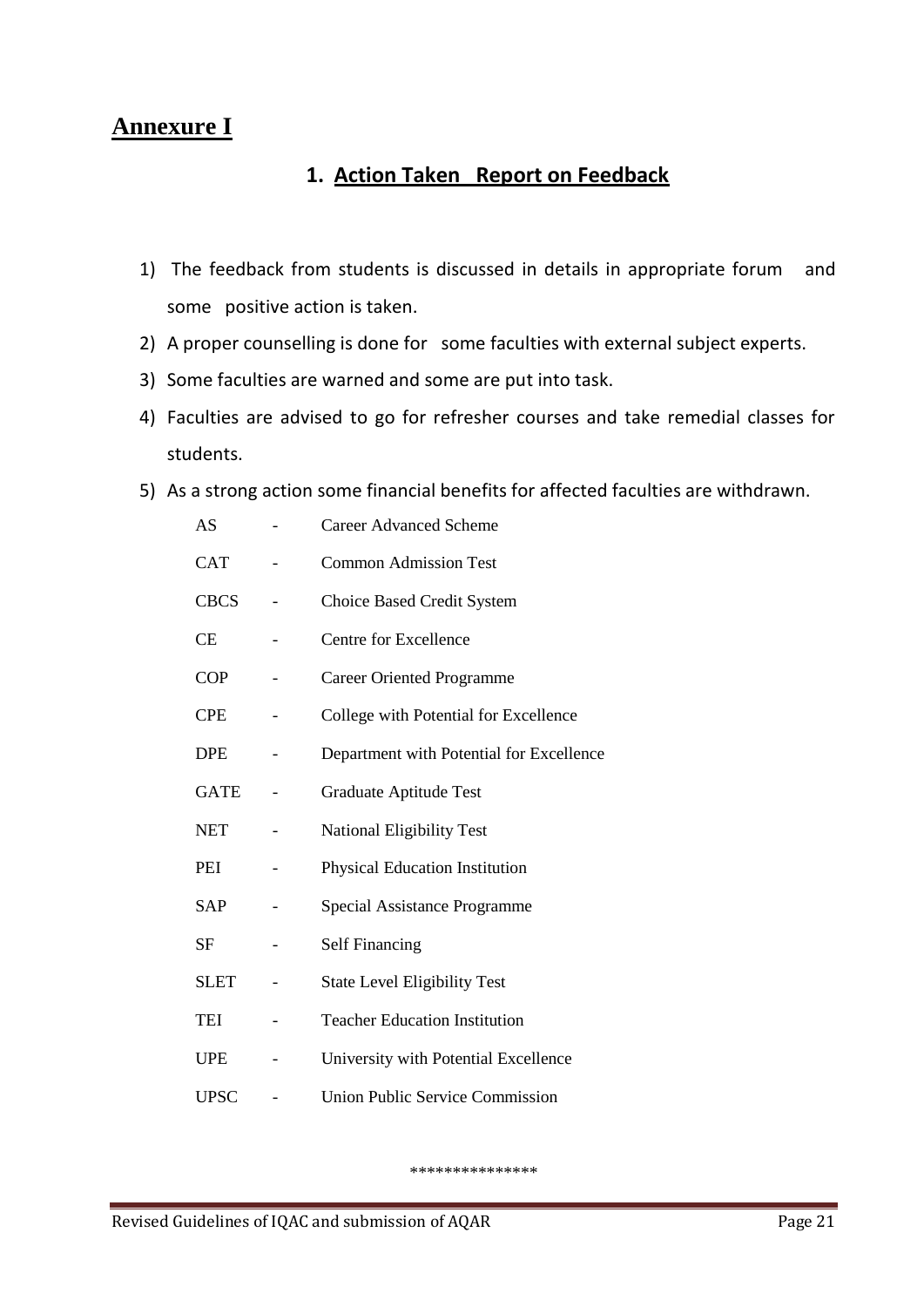# Annexure I

## 1. Action Taken Report on Feedback

1) The feedback from students is discussed in details in appropriate forum and some positive action is taken.
2) A proper counselling is done for some faculties with external subject experts.
3) Some faculties are warned and some are put into task.
4) Faculties are advised to go for refresher courses and take remedial classes for students.
5) As a strong action some financial benefits for affected faculties are withdrawn.

| | | |
|---|---|---|
| AS | - | Career Advanced Scheme |
| CAT | - | Common Admission Test |
| CBCS | - | Choice Based Credit System |
| CE | - | Centre for Excellence |
| COP | - | Career Oriented Programme |
| CPE | - | College with Potential for Excellence |
| DPE | - | Department with Potential for Excellence |
| GATE | - | Graduate Aptitude Test |
| NET | - | National Eligibility Test |
| PEI | - | Physical Education Institution |
| SAP | - | Special Assistance Programme |
| SF | - | Self Financing |
| SLET | - | State Level Eligibility Test |
| TEI | - | Teacher Education Institution |
| UPE | - | University with Potential Excellence |
| UPSC | - | Union Public Service Commission |

***************